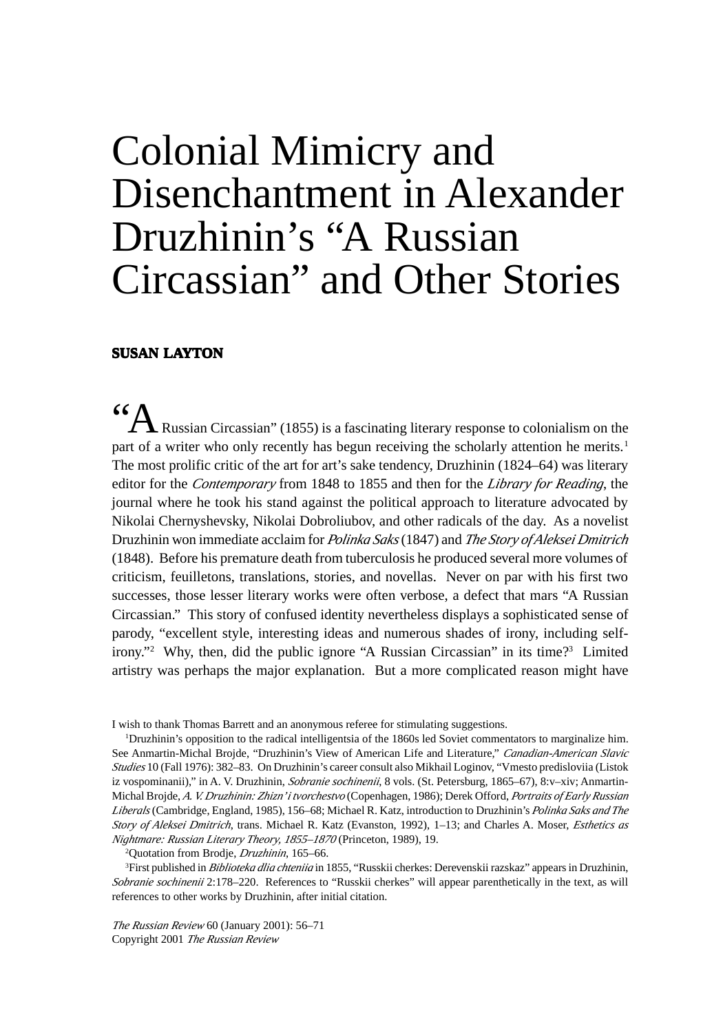# Colonial Mimicry and Disenchantment in Alexander Druzhinin's "A Russian Circassian" and Other Stories

**SUSAN LAYTON**

"A Russian Circassian" (1855) is a fascinating literary response to colonialism on the part of a writer who only recently has begun receiving the scholarly attention he merits.[1] The most prolific critic of the art for art's sake tendency, Druzhinin (1824–64) was literary editor for the *Contemporary* from 1848 to 1855 and then for the *Library for Reading*, the journal where he took his stand against the political approach to literature advocated by Nikolai Chernyshevsky, Nikolai Dobroliubov, and other radicals of the day. As a novelist Druzhinin won immediate acclaim for *Polinka Saks* (1847) and *The Story of Aleksei Dmitrich* (1848). Before his premature death from tuberculosis he produced several more volumes of criticism, feuilletons, translations, stories, and novellas. Never on par with his first two successes, those lesser literary works were often verbose, a defect that mars "A Russian Circassian." This story of confused identity nevertheless displays a sophisticated sense of parody, "excellent style, interesting ideas and numerous shades of irony, including self-irony."[2] Why, then, did the public ignore "A Russian Circassian" in its time?[3] Limited artistry was perhaps the major explanation. But a more complicated reason might have

I wish to thank Thomas Barrett and an anonymous referee for stimulating suggestions.

[1]Druzhinin's opposition to the radical intelligentsia of the 1860s led Soviet commentators to marginalize him. See Anmartin-Michal Brojde, "Druzhinin's View of American Life and Literature," *Canadian-American Slavic Studies* 10 (Fall 1976): 382–83. On Druzhinin's career consult also Mikhail Loginov, "Vmesto predisloviia (Listok iz vospominanii)," in A. V. Druzhinin, *Sobranie sochinenii*, 8 vols. (St. Petersburg, 1865–67), 8:v–xiv; Anmartin-Michal Brojde, *A. V. Druzhinin: Zhizn' i tvorchestvo* (Copenhagen, 1986); Derek Offord, *Portraits of Early Russian Liberals* (Cambridge, England, 1985), 156–68; Michael R. Katz, introduction to Druzhinin's *Polinka Saks and The Story of Aleksei Dmitrich*, trans. Michael R. Katz (Evanston, 1992), 1–13; and Charles A. Moser, *Esthetics as Nightmare: Russian Literary Theory, 1855–1870* (Princeton, 1989), 19.

[2]Quotation from Brodje, *Druzhinin*, 165–66.

[3]First published in *Biblioteka dlia chteniia* in 1855, "Russkii cherkes: Derevenskii razskaz" appears in Druzhinin, *Sobranie sochinenii* 2:178–220. References to "Russkii cherkes" will appear parenthetically in the text, as will references to other works by Druzhinin, after initial citation.

*The Russian Review* 60 (January 2001): 56–71
Copyright 2001 *The Russian Review*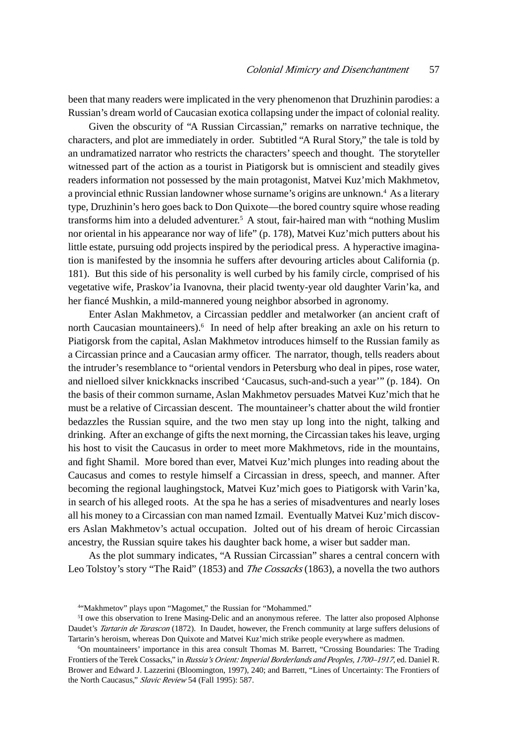been that many readers were implicated in the very phenomenon that Druzhinin parodies: a Russian's dream world of Caucasian exotica collapsing under the impact of colonial reality.

Given the obscurity of "A Russian Circassian," remarks on narrative technique, the characters, and plot are immediately in order. Subtitled "A Rural Story," the tale is told by an undramatized narrator who restricts the characters' speech and thought. The storyteller witnessed part of the action as a tourist in Piatigorsk but is omniscient and steadily gives readers information not possessed by the main protagonist, Matvei Kuz'mich Makhmetov, a provincial ethnic Russian landowner whose surname's origins are unknown.[4] As a literary type, Druzhinin's hero goes back to Don Quixote—the bored country squire whose reading transforms him into a deluded adventurer.[5] A stout, fair-haired man with "nothing Muslim nor oriental in his appearance nor way of life" (p. 178), Matvei Kuz'mich putters about his little estate, pursuing odd projects inspired by the periodical press. A hyperactive imagination is manifested by the insomnia he suffers after devouring articles about California (p. 181). But this side of his personality is well curbed by his family circle, comprised of his vegetative wife, Praskov'ia Ivanovna, their placid twenty-year old daughter Varin'ka, and her fiancé Mushkin, a mild-mannered young neighbor absorbed in agronomy.

Enter Aslan Makhmetov, a Circassian peddler and metalworker (an ancient craft of north Caucasian mountaineers).[6] In need of help after breaking an axle on his return to Piatigorsk from the capital, Aslan Makhmetov introduces himself to the Russian family as a Circassian prince and a Caucasian army officer. The narrator, though, tells readers about the intruder's resemblance to "oriental vendors in Petersburg who deal in pipes, rose water, and nielloed silver knickknacks inscribed 'Caucasus, such-and-such a year'" (p. 184). On the basis of their common surname, Aslan Makhmetov persuades Matvei Kuz'mich that he must be a relative of Circassian descent. The mountaineer's chatter about the wild frontier bedazzles the Russian squire, and the two men stay up long into the night, talking and drinking. After an exchange of gifts the next morning, the Circassian takes his leave, urging his host to visit the Caucasus in order to meet more Makhmetovs, ride in the mountains, and fight Shamil. More bored than ever, Matvei Kuz'mich plunges into reading about the Caucasus and comes to restyle himself a Circassian in dress, speech, and manner. After becoming the regional laughingstock, Matvei Kuz'mich goes to Piatigorsk with Varin'ka, in search of his alleged roots. At the spa he has a series of misadventures and nearly loses all his money to a Circassian con man named Izmail. Eventually Matvei Kuz'mich discovers Aslan Makhmetov's actual occupation. Jolted out of his dream of heroic Circassian ancestry, the Russian squire takes his daughter back home, a wiser but sadder man.

As the plot summary indicates, "A Russian Circassian" shares a central concern with Leo Tolstoy's story "The Raid" (1853) and *The Cossacks* (1863), a novella the two authors

[4]"Makhmetov" plays upon "Magomet," the Russian for "Mohammed."

[5]I owe this observation to Irene Masing-Delic and an anonymous referee. The latter also proposed Alphonse Daudet's *Tartarin de Tarascon* (1872). In Daudet, however, the French community at large suffers delusions of Tartarin's heroism, whereas Don Quixote and Matvei Kuz'mich strike people everywhere as madmen.

[6]On mountaineers' importance in this area consult Thomas M. Barrett, "Crossing Boundaries: The Trading Frontiers of the Terek Cossacks," in *Russia's Orient: Imperial Borderlands and Peoples, 1700–1917*, ed. Daniel R. Brower and Edward J. Lazzerini (Bloomington, 1997), 240; and Barrett, "Lines of Uncertainty: The Frontiers of the North Caucasus," *Slavic Review* 54 (Fall 1995): 587.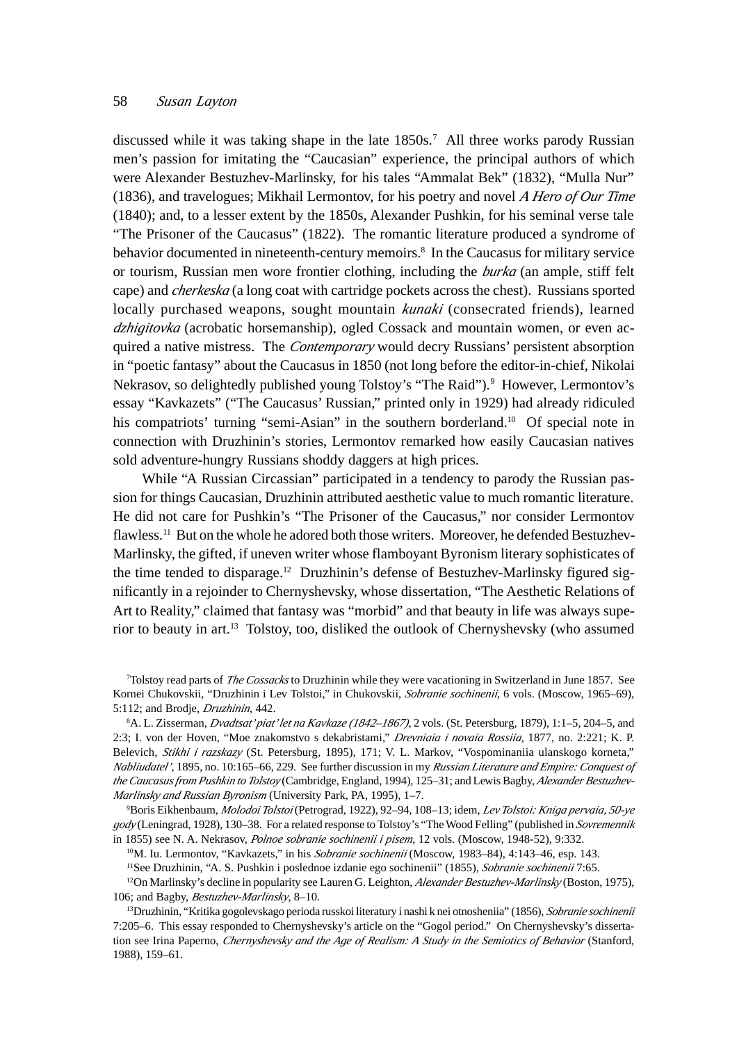discussed while it was taking shape in the late 1850s.[7] All three works parody Russian men's passion for imitating the "Caucasian" experience, the principal authors of which were Alexander Bestuzhev-Marlinsky, for his tales "Ammalat Bek" (1832), "Mulla Nur" (1836), and travelogues; Mikhail Lermontov, for his poetry and novel *A Hero of Our Time* (1840); and, to a lesser extent by the 1850s, Alexander Pushkin, for his seminal verse tale "The Prisoner of the Caucasus" (1822). The romantic literature produced a syndrome of behavior documented in nineteenth-century memoirs.[8] In the Caucasus for military service or tourism, Russian men wore frontier clothing, including the *burka* (an ample, stiff felt cape) and *cherkeska* (a long coat with cartridge pockets across the chest). Russians sported locally purchased weapons, sought mountain *kunaki* (consecrated friends), learned *dzhigitovka* (acrobatic horsemanship), ogled Cossack and mountain women, or even acquired a native mistress. The *Contemporary* would decry Russians' persistent absorption in "poetic fantasy" about the Caucasus in 1850 (not long before the editor-in-chief, Nikolai Nekrasov, so delightedly published young Tolstoy's "The Raid").[9] However, Lermontov's essay "Kavkazets" ("The Caucasus' Russian," printed only in 1929) had already ridiculed his compatriots' turning "semi-Asian" in the southern borderland.[10] Of special note in connection with Druzhinin's stories, Lermontov remarked how easily Caucasian natives sold adventure-hungry Russians shoddy daggers at high prices.

While "A Russian Circassian" participated in a tendency to parody the Russian passion for things Caucasian, Druzhinin attributed aesthetic value to much romantic literature. He did not care for Pushkin's "The Prisoner of the Caucasus," nor consider Lermontov flawless.[11] But on the whole he adored both those writers. Moreover, he defended Bestuzhev-Marlinsky, the gifted, if uneven writer whose flamboyant Byronism literary sophisticates of the time tended to disparage.[12] Druzhinin's defense of Bestuzhev-Marlinsky figured significantly in a rejoinder to Chernyshevsky, whose dissertation, "The Aesthetic Relations of Art to Reality," claimed that fantasy was "morbid" and that beauty in life was always superior to beauty in art.[13] Tolstoy, too, disliked the outlook of Chernyshevsky (who assumed

[7] Tolstoy read parts of *The Cossacks* to Druzhinin while they were vacationing in Switzerland in June 1857. See Kornei Chukovskii, "Druzhinin i Lev Tolstoi," in Chukovskii, *Sobranie sochinenii*, 6 vols. (Moscow, 1965–69), 5:112; and Brodje, *Druzhinin*, 442.

[8] A. L. Zisserman, *Dvadtsat'piat' let na Kavkaze (1842–1867)*, 2 vols. (St. Petersburg, 1879), 1:1–5, 204–5, and 2:3; I. von der Hoven, "Moe znakomstvo s dekabristami," *Drevniaia i novaia Rossiia*, 1877, no. 2:221; K. P. Belevich, *Stikhi i razskazy* (St. Petersburg, 1895), 171; V. L. Markov, "Vospominaniia ulanskogo korneta," *Nabliudatel'*, 1895, no. 10:165–66, 229. See further discussion in my *Russian Literature and Empire: Conquest of the Caucasus from Pushkin to Tolstoy* (Cambridge, England, 1994), 125–31; and Lewis Bagby, *Alexander Bestuzhev-Marlinsky and Russian Byronism* (University Park, PA, 1995), 1–7.

[9] Boris Eikhenbaum, *Molodoi Tolstoi* (Petrograd, 1922), 92–94, 108–13; idem, *Lev Tolstoi: Kniga pervaia, 50-ye gody* (Leningrad, 1928), 130–38. For a related response to Tolstoy's "The Wood Felling" (published in *Sovremennik* in 1855) see N. A. Nekrasov, *Polnoe sobranie sochinenii i pisem*, 12 vols. (Moscow, 1948-52), 9:332.

[10] M. Iu. Lermontov, "Kavkazets," in his *Sobranie sochinenii* (Moscow, 1983–84), 4:143–46, esp. 143.

[11] See Druzhinin, "A. S. Pushkin i poslednoe izdanie ego sochinenii" (1855), *Sobranie sochinenii* 7:65.

[12] On Marlinsky's decline in popularity see Lauren G. Leighton, *Alexander Bestuzhev-Marlinsky* (Boston, 1975), 106; and Bagby, *Bestuzhev-Marlinsky*, 8–10.

[13] Druzhinin, "Kritika gogolevskago perioda russkoi literatury i nashi k nei otnosheniia" (1856), *Sobranie sochinenii* 7:205–6. This essay responded to Chernyshevsky's article on the "Gogol period." On Chernyshevsky's dissertation see Irina Paperno, *Chernyshevsky and the Age of Realism: A Study in the Semiotics of Behavior* (Stanford, 1988), 159–61.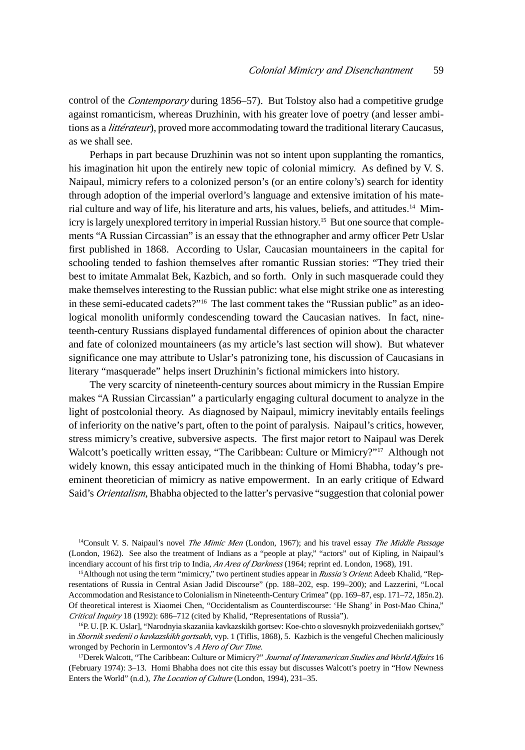control of the *Contemporary* during 1856–57). But Tolstoy also had a competitive grudge against romanticism, whereas Druzhinin, with his greater love of poetry (and lesser ambitions as a *littérateur*), proved more accommodating toward the traditional literary Caucasus, as we shall see.

Perhaps in part because Druzhinin was not so intent upon supplanting the romantics, his imagination hit upon the entirely new topic of colonial mimicry. As defined by V. S. Naipaul, mimicry refers to a colonized person's (or an entire colony's) search for identity through adoption of the imperial overlord's language and extensive imitation of his material culture and way of life, his literature and arts, his values, beliefs, and attitudes.[14] Mimicry is largely unexplored territory in imperial Russian history.[15] But one source that complements "A Russian Circassian" is an essay that the ethnographer and army officer Petr Uslar first published in 1868. According to Uslar, Caucasian mountaineers in the capital for schooling tended to fashion themselves after romantic Russian stories: "They tried their best to imitate Ammalat Bek, Kazbich, and so forth. Only in such masquerade could they make themselves interesting to the Russian public: what else might strike one as interesting in these semi-educated cadets?"[16] The last comment takes the "Russian public" as an ideological monolith uniformly condescending toward the Caucasian natives. In fact, nineteenth-century Russians displayed fundamental differences of opinion about the character and fate of colonized mountaineers (as my article's last section will show). But whatever significance one may attribute to Uslar's patronizing tone, his discussion of Caucasians in literary "masquerade" helps insert Druzhinin's fictional mimickers into history.

The very scarcity of nineteenth-century sources about mimicry in the Russian Empire makes "A Russian Circassian" a particularly engaging cultural document to analyze in the light of postcolonial theory. As diagnosed by Naipaul, mimicry inevitably entails feelings of inferiority on the native's part, often to the point of paralysis. Naipaul's critics, however, stress mimicry's creative, subversive aspects. The first major retort to Naipaul was Derek Walcott's poetically written essay, "The Caribbean: Culture or Mimicry?"[17] Although not widely known, this essay anticipated much in the thinking of Homi Bhabha, today's preeminent theoretician of mimicry as native empowerment. In an early critique of Edward Said's *Orientalism*, Bhabha objected to the latter's pervasive "suggestion that colonial power

[14]Consult V. S. Naipaul's novel *The Mimic Men* (London, 1967); and his travel essay *The Middle Passage* (London, 1962). See also the treatment of Indians as a "people at play," "actors" out of Kipling, in Naipaul's incendiary account of his first trip to India, *An Area of Darkness* (1964; reprint ed. London, 1968), 191.

[15]Although not using the term "mimicry," two pertinent studies appear in *Russia's Orient*: Adeeb Khalid, "Representations of Russia in Central Asian Jadid Discourse" (pp. 188–202, esp. 199–200); and Lazzerini, "Local Accommodation and Resistance to Colonialism in Nineteenth-Century Crimea" (pp. 169–87, esp. 171–72, 185n.2). Of theoretical interest is Xiaomei Chen, "Occidentalism as Counterdiscourse: 'He Shang' in Post-Mao China," *Critical Inquiry* 18 (1992): 686–712 (cited by Khalid, "Representations of Russia").

[16]P. U. [P. K. Uslar], "Narodnyia skazaniia kavkazskikh gortsev: Koe-chto o slovesnykh proizvedeniiakh gortsev," in *Sbornik svedenii o kavkazskikh gortsakh*, vyp. 1 (Tiflis, 1868), 5. Kazbich is the vengeful Chechen maliciously wronged by Pechorin in Lermontov's *A Hero of Our Time*.

[17]Derek Walcott, "The Caribbean: Culture or Mimicry?" *Journal of Interamerican Studies and World Affairs* 16 (February 1974): 3–13. Homi Bhabha does not cite this essay but discusses Walcott's poetry in "How Newness Enters the World" (n.d.), *The Location of Culture* (London, 1994), 231–35.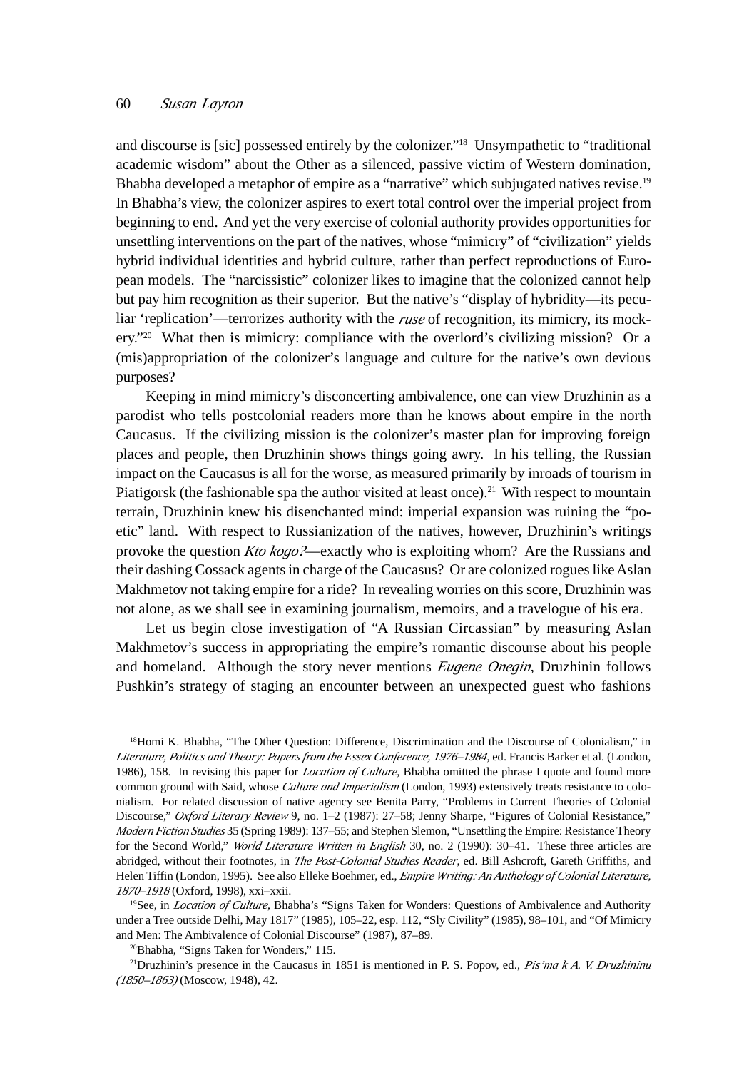and discourse is [sic] possessed entirely by the colonizer."[18] Unsympathetic to "traditional academic wisdom" about the Other as a silenced, passive victim of Western domination, Bhabha developed a metaphor of empire as a "narrative" which subjugated natives revise.[19] In Bhabha's view, the colonizer aspires to exert total control over the imperial project from beginning to end. And yet the very exercise of colonial authority provides opportunities for unsettling interventions on the part of the natives, whose "mimicry" of "civilization" yields hybrid individual identities and hybrid culture, rather than perfect reproductions of European models. The "narcissistic" colonizer likes to imagine that the colonized cannot help but pay him recognition as their superior. But the native's "display of hybridity—its peculiar 'replication'—terrorizes authority with the *ruse* of recognition, its mimicry, its mockery."[20] What then is mimicry: compliance with the overlord's civilizing mission? Or a (mis)appropriation of the colonizer's language and culture for the native's own devious purposes?

Keeping in mind mimicry's disconcerting ambivalence, one can view Druzhinin as a parodist who tells postcolonial readers more than he knows about empire in the north Caucasus. If the civilizing mission is the colonizer's master plan for improving foreign places and people, then Druzhinin shows things going awry. In his telling, the Russian impact on the Caucasus is all for the worse, as measured primarily by inroads of tourism in Piatigorsk (the fashionable spa the author visited at least once).[21] With respect to mountain terrain, Druzhinin knew his disenchanted mind: imperial expansion was ruining the "poetic" land. With respect to Russianization of the natives, however, Druzhinin's writings provoke the question *Kto kogo?*—exactly who is exploiting whom? Are the Russians and their dashing Cossack agents in charge of the Caucasus? Or are colonized rogues like Aslan Makhmetov not taking empire for a ride? In revealing worries on this score, Druzhinin was not alone, as we shall see in examining journalism, memoirs, and a travelogue of his era.

Let us begin close investigation of "A Russian Circassian" by measuring Aslan Makhmetov's success in appropriating the empire's romantic discourse about his people and homeland. Although the story never mentions *Eugene Onegin*, Druzhinin follows Pushkin's strategy of staging an encounter between an unexpected guest who fashions

[18] Homi K. Bhabha, "The Other Question: Difference, Discrimination and the Discourse of Colonialism," in *Literature, Politics and Theory: Papers from the Essex Conference, 1976–1984*, ed. Francis Barker et al. (London, 1986), 158. In revising this paper for *Location of Culture*, Bhabha omitted the phrase I quote and found more common ground with Said, whose *Culture and Imperialism* (London, 1993) extensively treats resistance to colonialism. For related discussion of native agency see Benita Parry, "Problems in Current Theories of Colonial Discourse," *Oxford Literary Review* 9, no. 1–2 (1987): 27–58; Jenny Sharpe, "Figures of Colonial Resistance," *Modern Fiction Studies* 35 (Spring 1989): 137–55; and Stephen Slemon, "Unsettling the Empire: Resistance Theory for the Second World," *World Literature Written in English* 30, no. 2 (1990): 30–41. These three articles are abridged, without their footnotes, in *The Post-Colonial Studies Reader*, ed. Bill Ashcroft, Gareth Griffiths, and Helen Tiffin (London, 1995). See also Elleke Boehmer, ed., *Empire Writing: An Anthology of Colonial Literature, 1870–1918* (Oxford, 1998), xxi–xxii.

[19] See, in *Location of Culture*, Bhabha's "Signs Taken for Wonders: Questions of Ambivalence and Authority under a Tree outside Delhi, May 1817" (1985), 105–22, esp. 112, "Sly Civility" (1985), 98–101, and "Of Mimicry and Men: The Ambivalence of Colonial Discourse" (1987), 87–89.

[20] Bhabha, "Signs Taken for Wonders," 115.

[21] Druzhinin's presence in the Caucasus in 1851 is mentioned in P. S. Popov, ed., *Pis'ma k A. V. Druzhininu (1850–1863)* (Moscow, 1948), 42.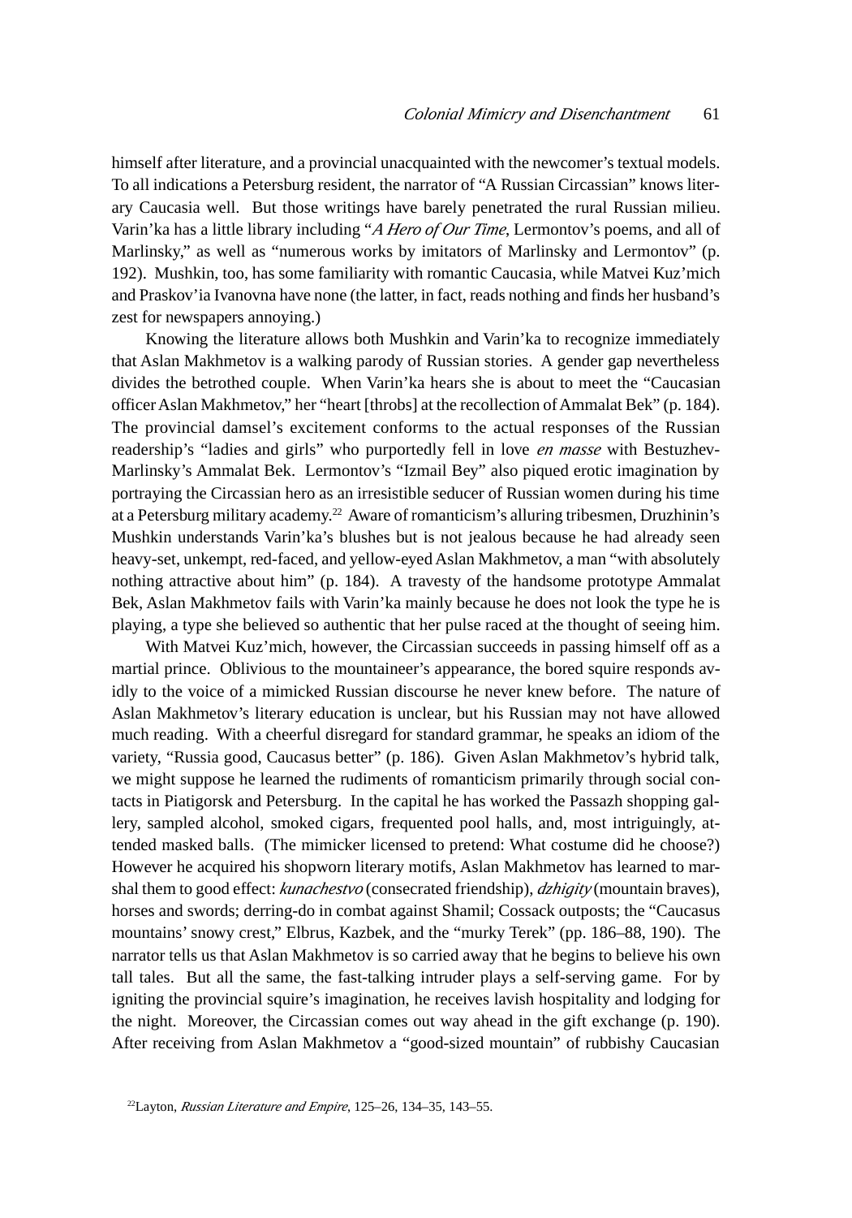himself after literature, and a provincial unacquainted with the newcomer's textual models. To all indications a Petersburg resident, the narrator of "A Russian Circassian" knows literary Caucasia well. But those writings have barely penetrated the rural Russian milieu. Varin'ka has a little library including "*A Hero of Our Time*, Lermontov's poems, and all of Marlinsky," as well as "numerous works by imitators of Marlinsky and Lermontov" (p. 192). Mushkin, too, has some familiarity with romantic Caucasia, while Matvei Kuz'mich and Praskov'ia Ivanovna have none (the latter, in fact, reads nothing and finds her husband's zest for newspapers annoying.)

Knowing the literature allows both Mushkin and Varin'ka to recognize immediately that Aslan Makhmetov is a walking parody of Russian stories. A gender gap nevertheless divides the betrothed couple. When Varin'ka hears she is about to meet the "Caucasian officer Aslan Makhmetov," her "heart [throbs] at the recollection of Ammalat Bek" (p. 184). The provincial damsel's excitement conforms to the actual responses of the Russian readership's "ladies and girls" who purportedly fell in love *en masse* with Bestuzhev-Marlinsky's Ammalat Bek. Lermontov's "Izmail Bey" also piqued erotic imagination by portraying the Circassian hero as an irresistible seducer of Russian women during his time at a Petersburg military academy.[22] Aware of romanticism's alluring tribesmen, Druzhinin's Mushkin understands Varin'ka's blushes but is not jealous because he had already seen heavy-set, unkempt, red-faced, and yellow-eyed Aslan Makhmetov, a man "with absolutely nothing attractive about him" (p. 184). A travesty of the handsome prototype Ammalat Bek, Aslan Makhmetov fails with Varin'ka mainly because he does not look the type he is playing, a type she believed so authentic that her pulse raced at the thought of seeing him.

With Matvei Kuz'mich, however, the Circassian succeeds in passing himself off as a martial prince. Oblivious to the mountaineer's appearance, the bored squire responds avidly to the voice of a mimicked Russian discourse he never knew before. The nature of Aslan Makhmetov's literary education is unclear, but his Russian may not have allowed much reading. With a cheerful disregard for standard grammar, he speaks an idiom of the variety, "Russia good, Caucasus better" (p. 186). Given Aslan Makhmetov's hybrid talk, we might suppose he learned the rudiments of romanticism primarily through social contacts in Piatigorsk and Petersburg. In the capital he has worked the Passazh shopping gallery, sampled alcohol, smoked cigars, frequented pool halls, and, most intriguingly, attended masked balls. (The mimicker licensed to pretend: What costume did he choose?) However he acquired his shopworn literary motifs, Aslan Makhmetov has learned to marshal them to good effect: *kunachestvo* (consecrated friendship), *dzhigity* (mountain braves), horses and swords; derring-do in combat against Shamil; Cossack outposts; the "Caucasus mountains' snowy crest," Elbrus, Kazbek, and the "murky Terek" (pp. 186–88, 190). The narrator tells us that Aslan Makhmetov is so carried away that he begins to believe his own tall tales. But all the same, the fast-talking intruder plays a self-serving game. For by igniting the provincial squire's imagination, he receives lavish hospitality and lodging for the night. Moreover, the Circassian comes out way ahead in the gift exchange (p. 190). After receiving from Aslan Makhmetov a "good-sized mountain" of rubbishy Caucasian

[22] Layton, *Russian Literature and Empire*, 125–26, 134–35, 143–55.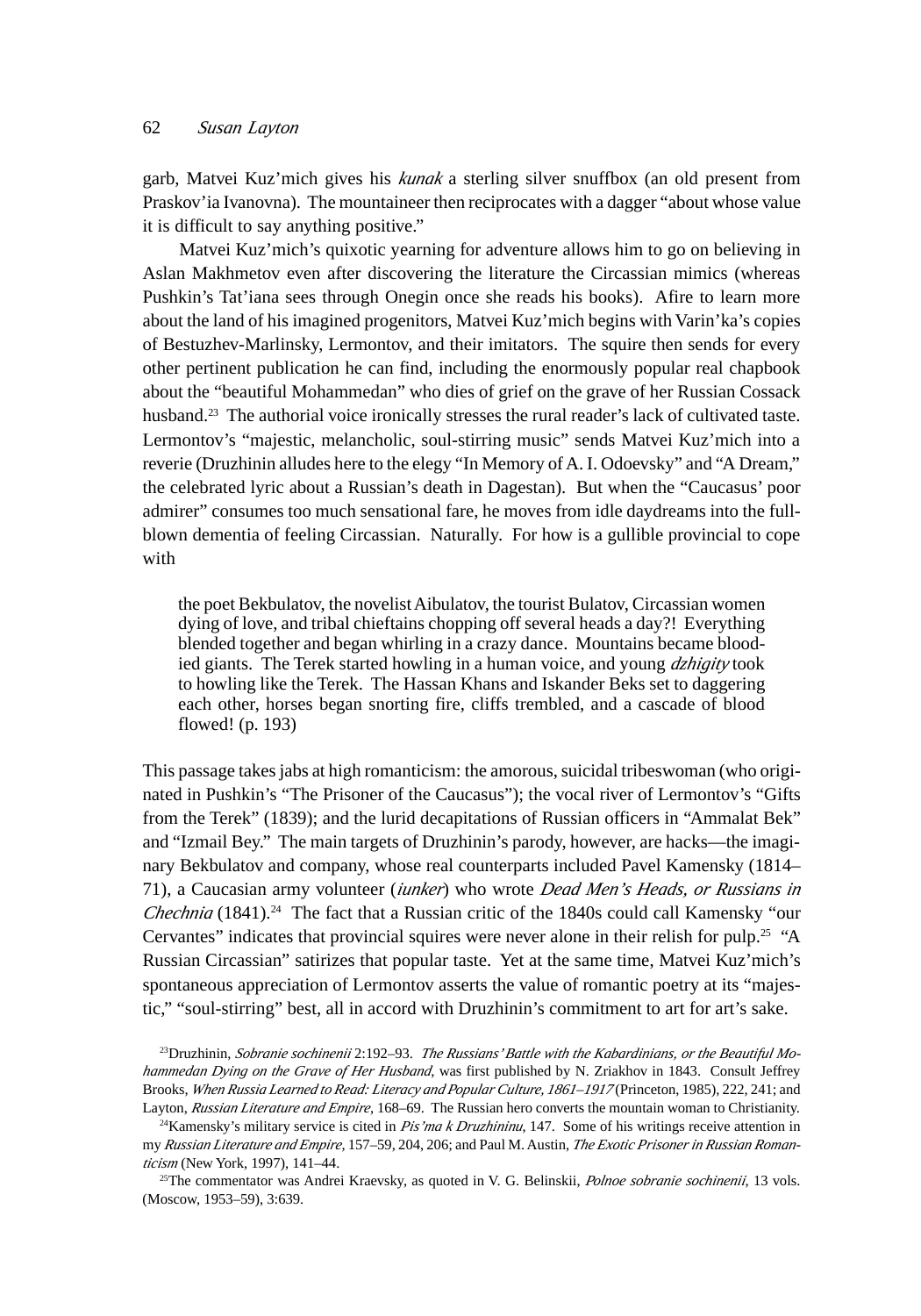garb, Matvei Kuz'mich gives his *kunak* a sterling silver snuffbox (an old present from Praskov'ia Ivanovna). The mountaineer then reciprocates with a dagger "about whose value it is difficult to say anything positive."

Matvei Kuz'mich's quixotic yearning for adventure allows him to go on believing in Aslan Makhmetov even after discovering the literature the Circassian mimics (whereas Pushkin's Tat'iana sees through Onegin once she reads his books). Afire to learn more about the land of his imagined progenitors, Matvei Kuz'mich begins with Varin'ka's copies of Bestuzhev-Marlinsky, Lermontov, and their imitators. The squire then sends for every other pertinent publication he can find, including the enormously popular real chapbook about the "beautiful Mohammedan" who dies of grief on the grave of her Russian Cossack husband.[23] The authorial voice ironically stresses the rural reader's lack of cultivated taste. Lermontov's "majestic, melancholic, soul-stirring music" sends Matvei Kuz'mich into a reverie (Druzhinin alludes here to the elegy "In Memory of A. I. Odoevsky" and "A Dream," the celebrated lyric about a Russian's death in Dagestan). But when the "Caucasus' poor admirer" consumes too much sensational fare, he moves from idle daydreams into the full-blown dementia of feeling Circassian. Naturally. For how is a gullible provincial to cope with

> the poet Bekbulatov, the novelist Aibulatov, the tourist Bulatov, Circassian women dying of love, and tribal chieftains chopping off several heads a day?! Everything blended together and began whirling in a crazy dance. Mountains became bloodied giants. The Terek started howling in a human voice, and young *dzhigity* took to howling like the Terek. The Hassan Khans and Iskander Beks set to daggering each other, horses began snorting fire, cliffs trembled, and a cascade of blood flowed! (p. 193)

This passage takes jabs at high romanticism: the amorous, suicidal tribeswoman (who originated in Pushkin's "The Prisoner of the Caucasus"); the vocal river of Lermontov's "Gifts from the Terek" (1839); and the lurid decapitations of Russian officers in "Ammalat Bek" and "Izmail Bey." The main targets of Druzhinin's parody, however, are hacks—the imaginary Bekbulatov and company, whose real counterparts included Pavel Kamensky (1814–71), a Caucasian army volunteer (*iunker*) who wrote *Dead Men's Heads, or Russians in Chechnia* (1841).[24] The fact that a Russian critic of the 1840s could call Kamensky "our Cervantes" indicates that provincial squires were never alone in their relish for pulp.[25] "A Russian Circassian" satirizes that popular taste. Yet at the same time, Matvei Kuz'mich's spontaneous appreciation of Lermontov asserts the value of romantic poetry at its "majestic," "soul-stirring" best, all in accord with Druzhinin's commitment to art for art's sake.

[23]Druzhinin, *Sobranie sochinenii* 2:192–93. *The Russians' Battle with the Kabardinians, or the Beautiful Mohammedan Dying on the Grave of Her Husband*, was first published by N. Zriakhov in 1843. Consult Jeffrey Brooks, *When Russia Learned to Read: Literacy and Popular Culture, 1861–1917* (Princeton, 1985), 222, 241; and Layton, *Russian Literature and Empire*, 168–69. The Russian hero converts the mountain woman to Christianity.

[24]Kamensky's military service is cited in *Pis'ma k Druzhininu*, 147. Some of his writings receive attention in my *Russian Literature and Empire*, 157–59, 204, 206; and Paul M. Austin, *The Exotic Prisoner in Russian Romanticism* (New York, 1997), 141–44.

[25]The commentator was Andrei Kraevsky, as quoted in V. G. Belinskii, *Polnoe sobranie sochinenii*, 13 vols. (Moscow, 1953–59), 3:639.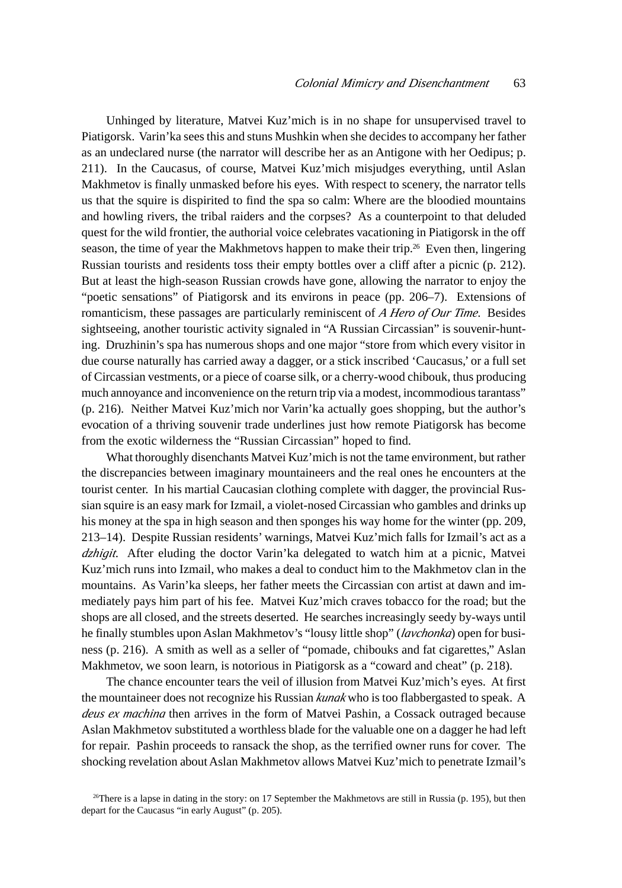Unhinged by literature, Matvei Kuz'mich is in no shape for unsupervised travel to Piatigorsk. Varin'ka sees this and stuns Mushkin when she decides to accompany her father as an undeclared nurse (the narrator will describe her as an Antigone with her Oedipus; p. 211). In the Caucasus, of course, Matvei Kuz'mich misjudges everything, until Aslan Makhmetov is finally unmasked before his eyes. With respect to scenery, the narrator tells us that the squire is dispirited to find the spa so calm: Where are the bloodied mountains and howling rivers, the tribal raiders and the corpses? As a counterpoint to that deluded quest for the wild frontier, the authorial voice celebrates vacationing in Piatigorsk in the off season, the time of year the Makhmetovs happen to make their trip.[26] Even then, lingering Russian tourists and residents toss their empty bottles over a cliff after a picnic (p. 212). But at least the high-season Russian crowds have gone, allowing the narrator to enjoy the "poetic sensations" of Piatigorsk and its environs in peace (pp. 206–7). Extensions of romanticism, these passages are particularly reminiscent of *A Hero of Our Time.* Besides sightseeing, another touristic activity signaled in "A Russian Circassian" is souvenir-hunting. Druzhinin's spa has numerous shops and one major "store from which every visitor in due course naturally has carried away a dagger, or a stick inscribed 'Caucasus,' or a full set of Circassian vestments, or a piece of coarse silk, or a cherry-wood chibouk, thus producing much annoyance and inconvenience on the return trip via a modest, incommodious tarantass" (p. 216). Neither Matvei Kuz'mich nor Varin'ka actually goes shopping, but the author's evocation of a thriving souvenir trade underlines just how remote Piatigorsk has become from the exotic wilderness the "Russian Circassian" hoped to find.

What thoroughly disenchants Matvei Kuz'mich is not the tame environment, but rather the discrepancies between imaginary mountaineers and the real ones he encounters at the tourist center. In his martial Caucasian clothing complete with dagger, the provincial Russian squire is an easy mark for Izmail, a violet-nosed Circassian who gambles and drinks up his money at the spa in high season and then sponges his way home for the winter (pp. 209, 213–14). Despite Russian residents' warnings, Matvei Kuz'mich falls for Izmail's act as a *dzhigit.* After eluding the doctor Varin'ka delegated to watch him at a picnic, Matvei Kuz'mich runs into Izmail, who makes a deal to conduct him to the Makhmetov clan in the mountains. As Varin'ka sleeps, her father meets the Circassian con artist at dawn and immediately pays him part of his fee. Matvei Kuz'mich craves tobacco for the road; but the shops are all closed, and the streets deserted. He searches increasingly seedy by-ways until he finally stumbles upon Aslan Makhmetov's "lousy little shop" (*lavchonka*) open for business (p. 216). A smith as well as a seller of "pomade, chibouks and fat cigarettes," Aslan Makhmetov, we soon learn, is notorious in Piatigorsk as a "coward and cheat" (p. 218).

The chance encounter tears the veil of illusion from Matvei Kuz'mich's eyes. At first the mountaineer does not recognize his Russian *kunak* who is too flabbergasted to speak. A *deus ex machina* then arrives in the form of Matvei Pashin, a Cossack outraged because Aslan Makhmetov substituted a worthless blade for the valuable one on a dagger he had left for repair. Pashin proceeds to ransack the shop, as the terrified owner runs for cover. The shocking revelation about Aslan Makhmetov allows Matvei Kuz'mich to penetrate Izmail's

[26] There is a lapse in dating in the story: on 17 September the Makhmetovs are still in Russia (p. 195), but then depart for the Caucasus "in early August" (p. 205).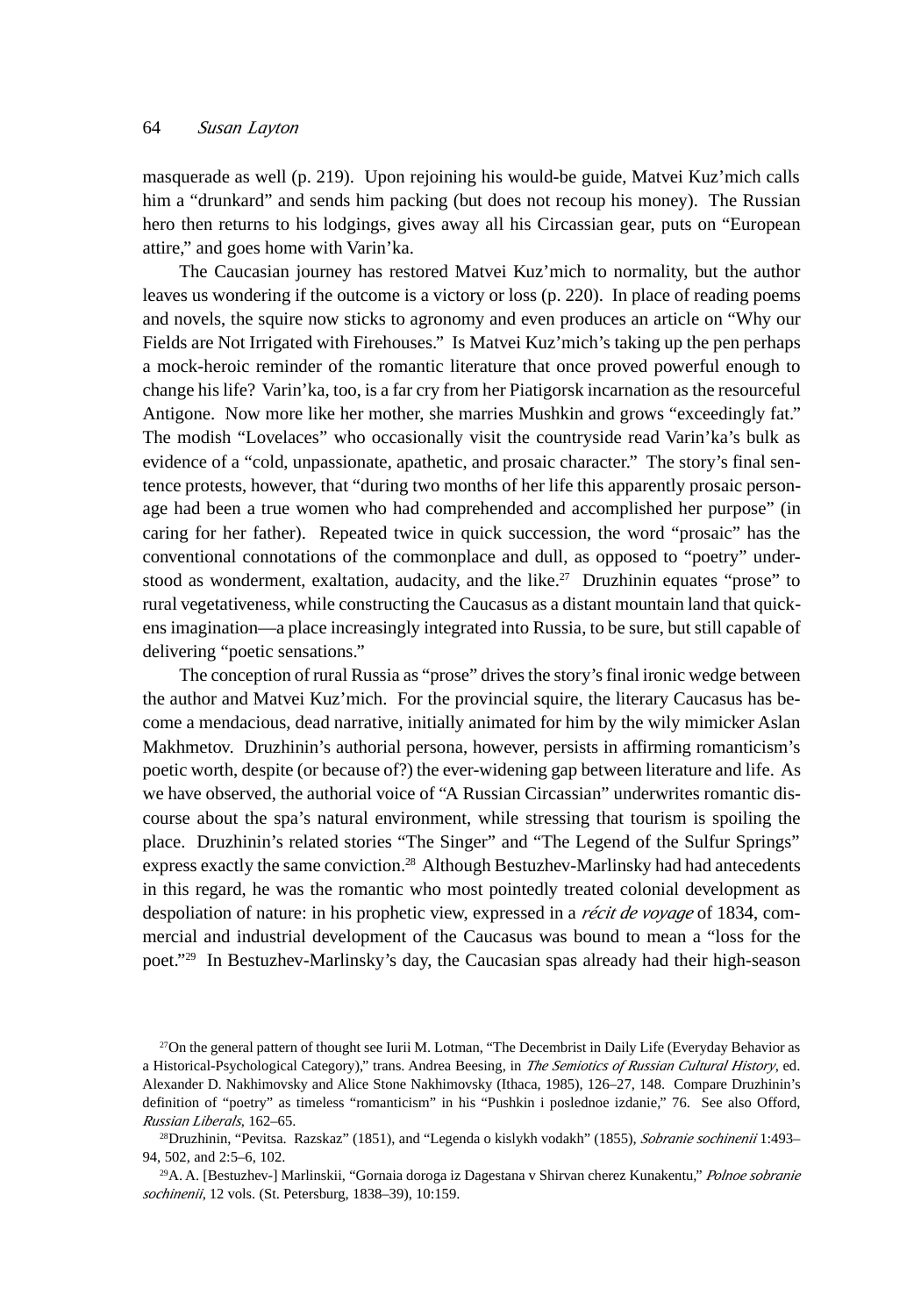masquerade as well (p. 219). Upon rejoining his would-be guide, Matvei Kuz'mich calls him a "drunkard" and sends him packing (but does not recoup his money). The Russian hero then returns to his lodgings, gives away all his Circassian gear, puts on "European attire," and goes home with Varin'ka.

The Caucasian journey has restored Matvei Kuz'mich to normality, but the author leaves us wondering if the outcome is a victory or loss (p. 220). In place of reading poems and novels, the squire now sticks to agronomy and even produces an article on "Why our Fields are Not Irrigated with Firehouses." Is Matvei Kuz'mich's taking up the pen perhaps a mock-heroic reminder of the romantic literature that once proved powerful enough to change his life? Varin'ka, too, is a far cry from her Piatigorsk incarnation as the resourceful Antigone. Now more like her mother, she marries Mushkin and grows "exceedingly fat." The modish "Lovelaces" who occasionally visit the countryside read Varin'ka's bulk as evidence of a "cold, unpassionate, apathetic, and prosaic character." The story's final sentence protests, however, that "during two months of her life this apparently prosaic personage had been a true women who had comprehended and accomplished her purpose" (in caring for her father). Repeated twice in quick succession, the word "prosaic" has the conventional connotations of the commonplace and dull, as opposed to "poetry" understood as wonderment, exaltation, audacity, and the like.[27] Druzhinin equates "prose" to rural vegetativeness, while constructing the Caucasus as a distant mountain land that quickens imagination—a place increasingly integrated into Russia, to be sure, but still capable of delivering "poetic sensations."

The conception of rural Russia as "prose" drives the story's final ironic wedge between the author and Matvei Kuz'mich. For the provincial squire, the literary Caucasus has become a mendacious, dead narrative, initially animated for him by the wily mimicker Aslan Makhmetov. Druzhinin's authorial persona, however, persists in affirming romanticism's poetic worth, despite (or because of?) the ever-widening gap between literature and life. As we have observed, the authorial voice of "A Russian Circassian" underwrites romantic discourse about the spa's natural environment, while stressing that tourism is spoiling the place. Druzhinin's related stories "The Singer" and "The Legend of the Sulfur Springs" express exactly the same conviction.[28] Although Bestuzhev-Marlinsky had had antecedents in this regard, he was the romantic who most pointedly treated colonial development as despoliation of nature: in his prophetic view, expressed in a *récit de voyage* of 1834, commercial and industrial development of the Caucasus was bound to mean a "loss for the poet."[29] In Bestuzhev-Marlinsky's day, the Caucasian spas already had their high-season

[27]On the general pattern of thought see Iurii M. Lotman, "The Decembrist in Daily Life (Everyday Behavior as a Historical-Psychological Category)," trans. Andrea Beesing, in *The Semiotics of Russian Cultural History*, ed. Alexander D. Nakhimovsky and Alice Stone Nakhimovsky (Ithaca, 1985), 126–27, 148. Compare Druzhinin's definition of "poetry" as timeless "romanticism" in his "Pushkin i poslednoe izdanie," 76. See also Offord, *Russian Liberals*, 162–65.

[28]Druzhinin, "Pevitsa. Razskaz" (1851), and "Legenda o kislykh vodakh" (1855), *Sobranie sochinenii* 1:493–94, 502, and 2:5–6, 102.

[29]A. A. [Bestuzhev-] Marlinskii, "Gornaia doroga iz Dagestana v Shirvan cherez Kunakentu," *Polnoe sobranie sochinenii*, 12 vols. (St. Petersburg, 1838–39), 10:159.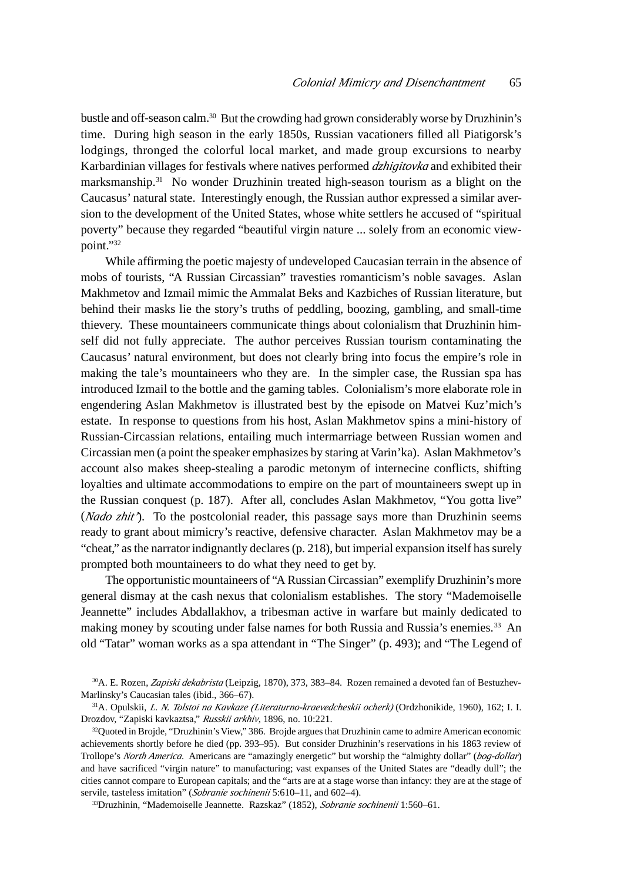bustle and off-season calm.[30] But the crowding had grown considerably worse by Druzhinin's time. During high season in the early 1850s, Russian vacationers filled all Piatigorsk's lodgings, thronged the colorful local market, and made group excursions to nearby Karbardinian villages for festivals where natives performed *dzhigitovka* and exhibited their marksmanship.[31] No wonder Druzhinin treated high-season tourism as a blight on the Caucasus' natural state. Interestingly enough, the Russian author expressed a similar aversion to the development of the United States, whose white settlers he accused of "spiritual poverty" because they regarded "beautiful virgin nature ... solely from an economic viewpoint."[32]

While affirming the poetic majesty of undeveloped Caucasian terrain in the absence of mobs of tourists, "A Russian Circassian" travesties romanticism's noble savages. Aslan Makhmetov and Izmail mimic the Ammalat Beks and Kazbiches of Russian literature, but behind their masks lie the story's truths of peddling, boozing, gambling, and small-time thievery. These mountaineers communicate things about colonialism that Druzhinin himself did not fully appreciate. The author perceives Russian tourism contaminating the Caucasus' natural environment, but does not clearly bring into focus the empire's role in making the tale's mountaineers who they are. In the simpler case, the Russian spa has introduced Izmail to the bottle and the gaming tables. Colonialism's more elaborate role in engendering Aslan Makhmetov is illustrated best by the episode on Matvei Kuz'mich's estate. In response to questions from his host, Aslan Makhmetov spins a mini-history of Russian-Circassian relations, entailing much intermarriage between Russian women and Circassian men (a point the speaker emphasizes by staring at Varin'ka). Aslan Makhmetov's account also makes sheep-stealing a parodic metonym of internecine conflicts, shifting loyalties and ultimate accommodations to empire on the part of mountaineers swept up in the Russian conquest (p. 187). After all, concludes Aslan Makhmetov, "You gotta live" (*Nado zhit'*). To the postcolonial reader, this passage says more than Druzhinin seems ready to grant about mimicry's reactive, defensive character. Aslan Makhmetov may be a "cheat," as the narrator indignantly declares (p. 218), but imperial expansion itself has surely prompted both mountaineers to do what they need to get by.

The opportunistic mountaineers of "A Russian Circassian" exemplify Druzhinin's more general dismay at the cash nexus that colonialism establishes. The story "Mademoiselle Jeannette" includes Abdallakhov, a tribesman active in warfare but mainly dedicated to making money by scouting under false names for both Russia and Russia's enemies.[33] An old "Tatar" woman works as a spa attendant in "The Singer" (p. 493); and "The Legend of

---

[30] A. E. Rozen, *Zapiski dekabrista* (Leipzig, 1870), 373, 383–84. Rozen remained a devoted fan of Bestuzhev-Marlinsky's Caucasian tales (ibid., 366–67).

[31] A. Opulskii, *L. N. Tolstoi na Kavkaze (Literaturno-kraevedcheskii ocherk)* (Ordzhonikide, 1960), 162; I. I. Drozdov, "Zapiski kavkaztsa," *Russkii arkhiv*, 1896, no. 10:221.

[32] Quoted in Brojde, "Druzhinin's View," 386. Brojde argues that Druzhinin came to admire American economic achievements shortly before he died (pp. 393–95). But consider Druzhinin's reservations in his 1863 review of Trollope's *North America*. Americans are "amazingly energetic" but worship the "almighty dollar" (*bog-dollar*) and have sacrificed "virgin nature" to manufacturing; vast expanses of the United States are "deadly dull"; the cities cannot compare to European capitals; and the "arts are at a stage worse than infancy: they are at the stage of servile, tasteless imitation" (*Sobranie sochinenii* 5:610–11, and 602–4).

[33] Druzhinin, "Mademoiselle Jeannette. Razskaz" (1852), *Sobranie sochinenii* 1:560–61.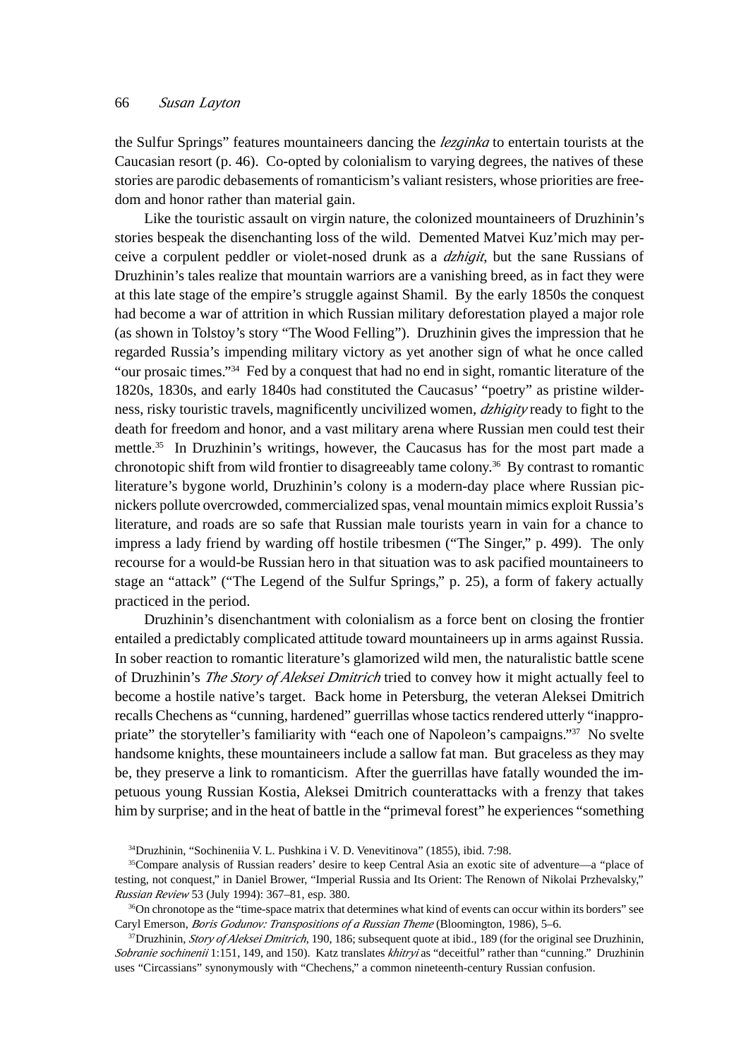the Sulfur Springs" features mountaineers dancing the *lezginka* to entertain tourists at the Caucasian resort (p. 46). Co-opted by colonialism to varying degrees, the natives of these stories are parodic debasements of romanticism's valiant resisters, whose priorities are freedom and honor rather than material gain.

Like the touristic assault on virgin nature, the colonized mountaineers of Druzhinin's stories bespeak the disenchanting loss of the wild. Demented Matvei Kuz'mich may perceive a corpulent peddler or violet-nosed drunk as a *dzhigit*, but the sane Russians of Druzhinin's tales realize that mountain warriors are a vanishing breed, as in fact they were at this late stage of the empire's struggle against Shamil. By the early 1850s the conquest had become a war of attrition in which Russian military deforestation played a major role (as shown in Tolstoy's story "The Wood Felling"). Druzhinin gives the impression that he regarded Russia's impending military victory as yet another sign of what he once called "our prosaic times."[34] Fed by a conquest that had no end in sight, romantic literature of the 1820s, 1830s, and early 1840s had constituted the Caucasus' "poetry" as pristine wilderness, risky touristic travels, magnificently uncivilized women, *dzhigity* ready to fight to the death for freedom and honor, and a vast military arena where Russian men could test their mettle.[35] In Druzhinin's writings, however, the Caucasus has for the most part made a chronotopic shift from wild frontier to disagreeably tame colony.[36] By contrast to romantic literature's bygone world, Druzhinin's colony is a modern-day place where Russian picnickers pollute overcrowded, commercialized spas, venal mountain mimics exploit Russia's literature, and roads are so safe that Russian male tourists yearn in vain for a chance to impress a lady friend by warding off hostile tribesmen ("The Singer," p. 499). The only recourse for a would-be Russian hero in that situation was to ask pacified mountaineers to stage an "attack" ("The Legend of the Sulfur Springs," p. 25), a form of fakery actually practiced in the period.

Druzhinin's disenchantment with colonialism as a force bent on closing the frontier entailed a predictably complicated attitude toward mountaineers up in arms against Russia. In sober reaction to romantic literature's glamorized wild men, the naturalistic battle scene of Druzhinin's *The Story of Aleksei Dmitrich* tried to convey how it might actually feel to become a hostile native's target. Back home in Petersburg, the veteran Aleksei Dmitrich recalls Chechens as "cunning, hardened" guerrillas whose tactics rendered utterly "inappropriate" the storyteller's familiarity with "each one of Napoleon's campaigns."[37] No svelte handsome knights, these mountaineers include a sallow fat man. But graceless as they may be, they preserve a link to romanticism. After the guerrillas have fatally wounded the impetuous young Russian Kostia, Aleksei Dmitrich counterattacks with a frenzy that takes him by surprise; and in the heat of battle in the "primeval forest" he experiences "something

[34] Druzhinin, "Sochineniia V. L. Pushkina i V. D. Venevitinova" (1855), ibid. 7:98.

[35] Compare analysis of Russian readers' desire to keep Central Asia an exotic site of adventure—a "place of testing, not conquest," in Daniel Brower, "Imperial Russia and Its Orient: The Renown of Nikolai Przhevalsky," *Russian Review* 53 (July 1994): 367–81, esp. 380.

[36] On chronotope as the "time-space matrix that determines what kind of events can occur within its borders" see Caryl Emerson, *Boris Godunov: Transpositions of a Russian Theme* (Bloomington, 1986), 5–6.

[37] Druzhinin, *Story of Aleksei Dmitrich*, 190, 186; subsequent quote at ibid., 189 (for the original see Druzhinin, *Sobranie sochinenii* 1:151, 149, and 150). Katz translates *khitryi* as "deceitful" rather than "cunning." Druzhinin uses "Circassians" synonymously with "Chechens," a common nineteenth-century Russian confusion.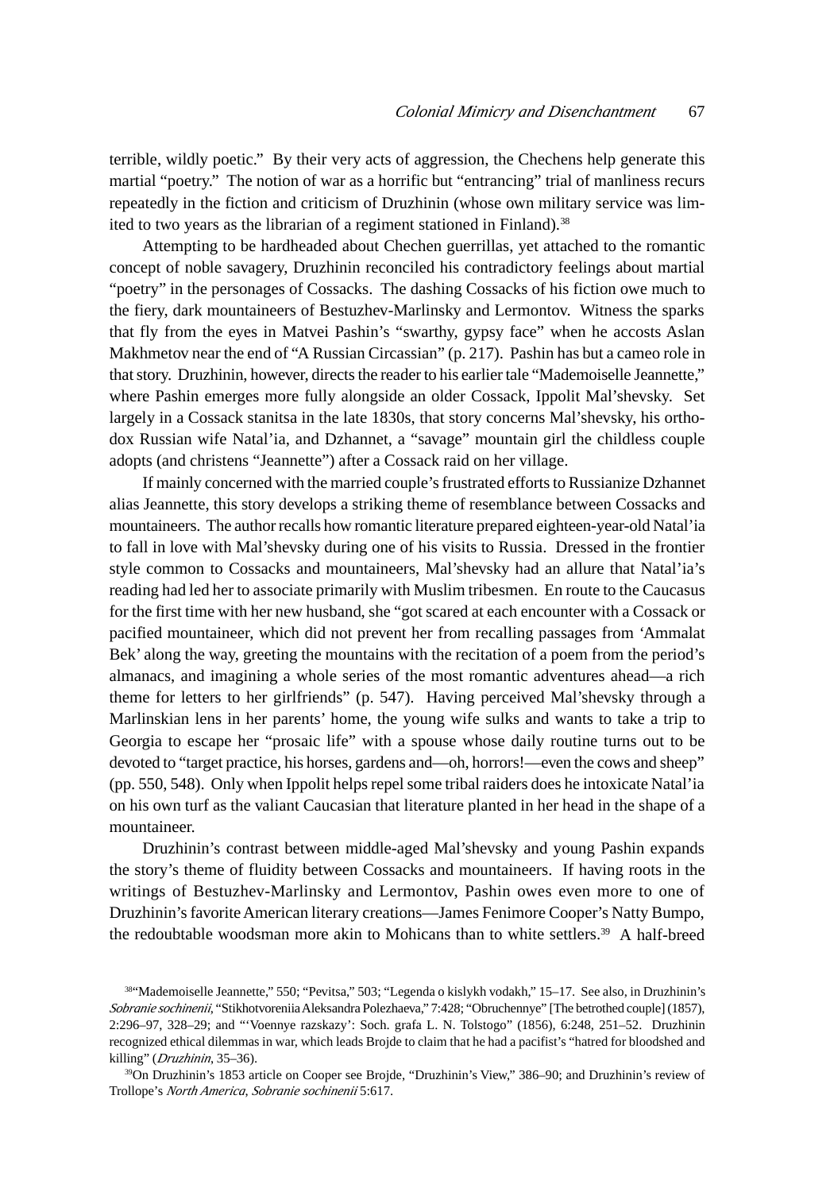terrible, wildly poetic." By their very acts of aggression, the Chechens help generate this martial "poetry." The notion of war as a horrific but "entrancing" trial of manliness recurs repeatedly in the fiction and criticism of Druzhinin (whose own military service was limited to two years as the librarian of a regiment stationed in Finland).[38]

Attempting to be hardheaded about Chechen guerrillas, yet attached to the romantic concept of noble savagery, Druzhinin reconciled his contradictory feelings about martial "poetry" in the personages of Cossacks. The dashing Cossacks of his fiction owe much to the fiery, dark mountaineers of Bestuzhev-Marlinsky and Lermontov. Witness the sparks that fly from the eyes in Matvei Pashin's "swarthy, gypsy face" when he accosts Aslan Makhmetov near the end of "A Russian Circassian" (p. 217). Pashin has but a cameo role in that story. Druzhinin, however, directs the reader to his earlier tale "Mademoiselle Jeannette," where Pashin emerges more fully alongside an older Cossack, Ippolit Mal'shevsky. Set largely in a Cossack stanitsa in the late 1830s, that story concerns Mal'shevsky, his orthodox Russian wife Natal'ia, and Dzhannet, a "savage" mountain girl the childless couple adopts (and christens "Jeannette") after a Cossack raid on her village.

If mainly concerned with the married couple's frustrated efforts to Russianize Dzhannet alias Jeannette, this story develops a striking theme of resemblance between Cossacks and mountaineers. The author recalls how romantic literature prepared eighteen-year-old Natal'ia to fall in love with Mal'shevsky during one of his visits to Russia. Dressed in the frontier style common to Cossacks and mountaineers, Mal'shevsky had an allure that Natal'ia's reading had led her to associate primarily with Muslim tribesmen. En route to the Caucasus for the first time with her new husband, she "got scared at each encounter with a Cossack or pacified mountaineer, which did not prevent her from recalling passages from 'Ammalat Bek' along the way, greeting the mountains with the recitation of a poem from the period's almanacs, and imagining a whole series of the most romantic adventures ahead—a rich theme for letters to her girlfriends" (p. 547). Having perceived Mal'shevsky through a Marlinskian lens in her parents' home, the young wife sulks and wants to take a trip to Georgia to escape her "prosaic life" with a spouse whose daily routine turns out to be devoted to "target practice, his horses, gardens and—oh, horrors!—even the cows and sheep" (pp. 550, 548). Only when Ippolit helps repel some tribal raiders does he intoxicate Natal'ia on his own turf as the valiant Caucasian that literature planted in her head in the shape of a mountaineer.

Druzhinin's contrast between middle-aged Mal'shevsky and young Pashin expands the story's theme of fluidity between Cossacks and mountaineers. If having roots in the writings of Bestuzhev-Marlinsky and Lermontov, Pashin owes even more to one of Druzhinin's favorite American literary creations—James Fenimore Cooper's Natty Bumpo, the redoubtable woodsman more akin to Mohicans than to white settlers.[39] A half-breed

[38]"Mademoiselle Jeannette," 550; "Pevitsa," 503; "Legenda o kislykh vodakh," 15–17. See also, in Druzhinin's *Sobranie sochinenii*, "Stikhotvoreniia Aleksandra Polezhaeva," 7:428; "Obruchennye" [The betrothed couple] (1857), 2:296–97, 328–29; and "'Voennye razskazy': Soch. grafa L. N. Tolstogo" (1856), 6:248, 251–52. Druzhinin recognized ethical dilemmas in war, which leads Brojde to claim that he had a pacifist's "hatred for bloodshed and killing" (*Druzhinin*, 35–36).

[39]On Druzhinin's 1853 article on Cooper see Brojde, "Druzhinin's View," 386–90; and Druzhinin's review of Trollope's *North America*, *Sobranie sochinenii* 5:617.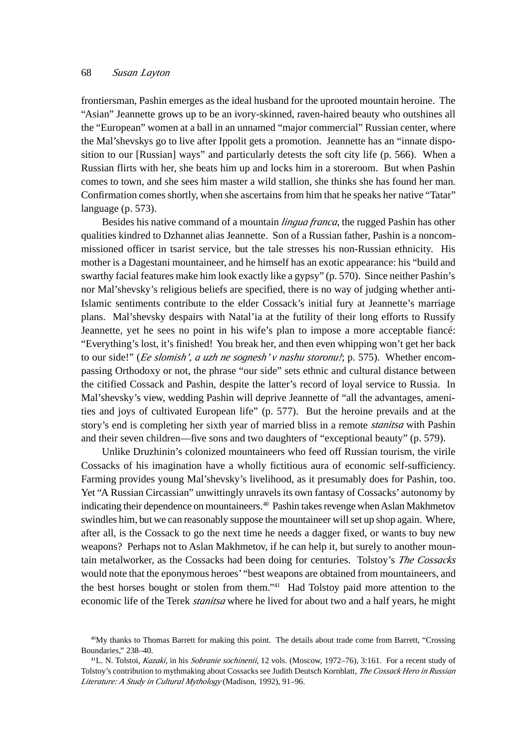frontiersman, Pashin emerges as the ideal husband for the uprooted mountain heroine. The "Asian" Jeannette grows up to be an ivory-skinned, raven-haired beauty who outshines all the "European" women at a ball in an unnamed "major commercial" Russian center, where the Mal'shevskys go to live after Ippolit gets a promotion. Jeannette has an "innate disposition to our [Russian] ways" and particularly detests the soft city life (p. 566). When a Russian flirts with her, she beats him up and locks him in a storeroom. But when Pashin comes to town, and she sees him master a wild stallion, she thinks she has found her man. Confirmation comes shortly, when she ascertains from him that he speaks her native "Tatar" language (p. 573).

Besides his native command of a mountain *lingua franca*, the rugged Pashin has other qualities kindred to Dzhannet alias Jeannette. Son of a Russian father, Pashin is a noncommissioned officer in tsarist service, but the tale stresses his non-Russian ethnicity. His mother is a Dagestani mountaineer, and he himself has an exotic appearance: his "build and swarthy facial features make him look exactly like a gypsy" (p. 570). Since neither Pashin's nor Mal'shevsky's religious beliefs are specified, there is no way of judging whether anti-Islamic sentiments contribute to the elder Cossack's initial fury at Jeannette's marriage plans. Mal'shevsky despairs with Natal'ia at the futility of their long efforts to Russify Jeannette, yet he sees no point in his wife's plan to impose a more acceptable fiancé: "Everything's lost, it's finished! You break her, and then even whipping won't get her back to our side!" (*Ee slomish', a uzh ne sognesh' v nashu storonu!*; p. 575). Whether encompassing Orthodoxy or not, the phrase "our side" sets ethnic and cultural distance between the citified Cossack and Pashin, despite the latter's record of loyal service to Russia. In Mal'shevsky's view, wedding Pashin will deprive Jeannette of "all the advantages, amenities and joys of cultivated European life" (p. 577). But the heroine prevails and at the story's end is completing her sixth year of married bliss in a remote *stanitsa* with Pashin and their seven children—five sons and two daughters of "exceptional beauty" (p. 579).

Unlike Druzhinin's colonized mountaineers who feed off Russian tourism, the virile Cossacks of his imagination have a wholly fictitious aura of economic self-sufficiency. Farming provides young Mal'shevsky's livelihood, as it presumably does for Pashin, too. Yet "A Russian Circassian" unwittingly unravels its own fantasy of Cossacks' autonomy by indicating their dependence on mountaineers.[40] Pashin takes revenge when Aslan Makhmetov swindles him, but we can reasonably suppose the mountaineer will set up shop again. Where, after all, is the Cossack to go the next time he needs a dagger fixed, or wants to buy new weapons? Perhaps not to Aslan Makhmetov, if he can help it, but surely to another mountain metalworker, as the Cossacks had been doing for centuries. Tolstoy's *The Cossacks* would note that the eponymous heroes' "best weapons are obtained from mountaineers, and the best horses bought or stolen from them."[41] Had Tolstoy paid more attention to the economic life of the Terek *stanitsa* where he lived for about two and a half years, he might

[40]My thanks to Thomas Barrett for making this point. The details about trade come from Barrett, "Crossing Boundaries," 238–40.

[41]L. N. Tolstoi, *Kazaki*, in his *Sobranie sochinenii*, 12 vols. (Moscow, 1972–76), 3:161. For a recent study of Tolstoy's contribution to mythmaking about Cossacks see Judith Deutsch Kornblatt, *The Cossack Hero in Russian Literature: A Study in Cultural Mythology* (Madison, 1992), 91–96.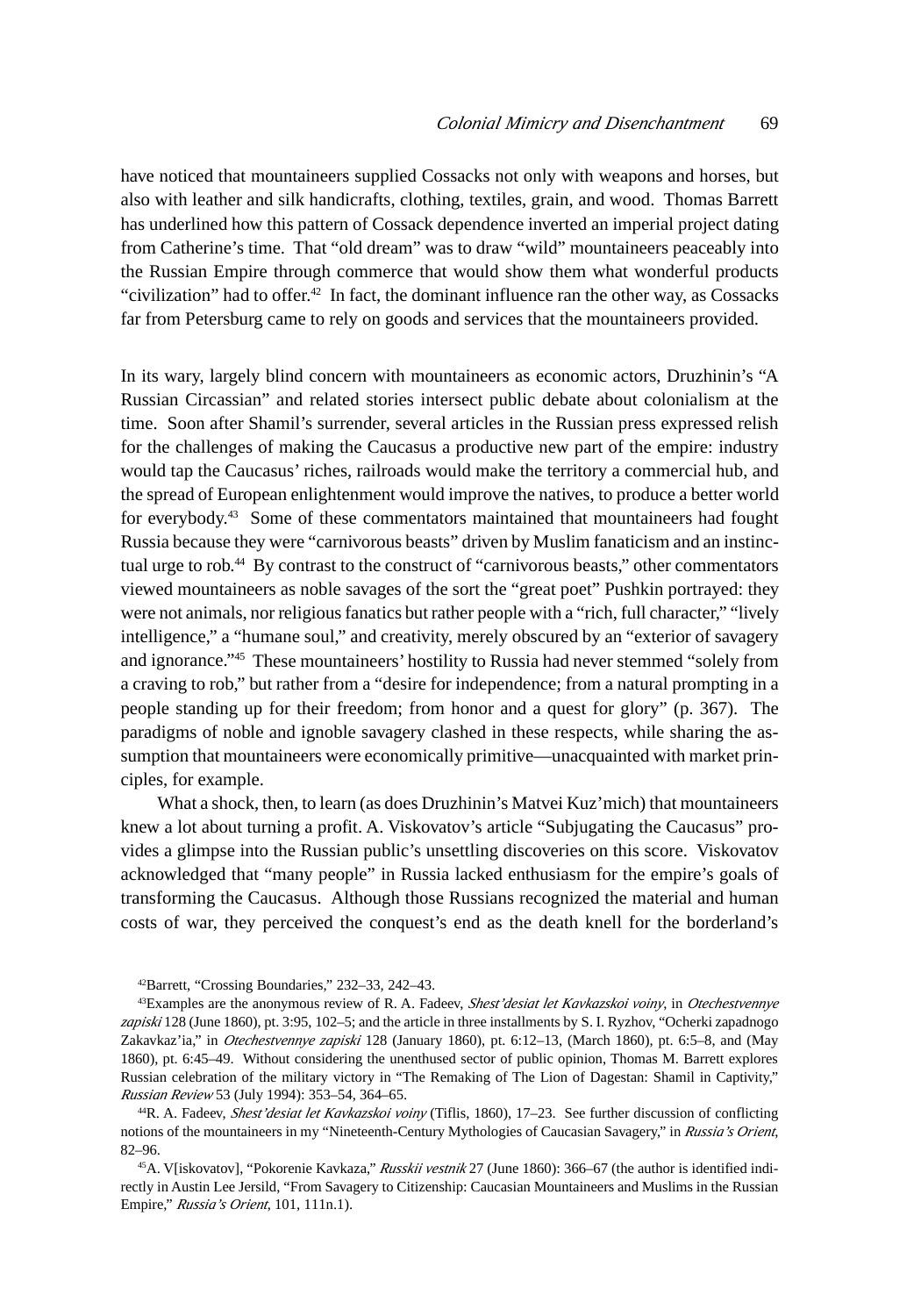have noticed that mountaineers supplied Cossacks not only with weapons and horses, but also with leather and silk handicrafts, clothing, textiles, grain, and wood. Thomas Barrett has underlined how this pattern of Cossack dependence inverted an imperial project dating from Catherine's time. That "old dream" was to draw "wild" mountaineers peaceably into the Russian Empire through commerce that would show them what wonderful products "civilization" had to offer.[42] In fact, the dominant influence ran the other way, as Cossacks far from Petersburg came to rely on goods and services that the mountaineers provided.

In its wary, largely blind concern with mountaineers as economic actors, Druzhinin's "A Russian Circassian" and related stories intersect public debate about colonialism at the time. Soon after Shamil's surrender, several articles in the Russian press expressed relish for the challenges of making the Caucasus a productive new part of the empire: industry would tap the Caucasus' riches, railroads would make the territory a commercial hub, and the spread of European enlightenment would improve the natives, to produce a better world for everybody.[43] Some of these commentators maintained that mountaineers had fought Russia because they were "carnivorous beasts" driven by Muslim fanaticism and an instinctual urge to rob.[44] By contrast to the construct of "carnivorous beasts," other commentators viewed mountaineers as noble savages of the sort the "great poet" Pushkin portrayed: they were not animals, nor religious fanatics but rather people with a "rich, full character," "lively intelligence," a "humane soul," and creativity, merely obscured by an "exterior of savagery and ignorance."[45] These mountaineers' hostility to Russia had never stemmed "solely from a craving to rob," but rather from a "desire for independence; from a natural prompting in a people standing up for their freedom; from honor and a quest for glory" (p. 367). The paradigms of noble and ignoble savagery clashed in these respects, while sharing the assumption that mountaineers were economically primitive—unacquainted with market principles, for example.

What a shock, then, to learn (as does Druzhinin's Matvei Kuz'mich) that mountaineers knew a lot about turning a profit. A. Viskovatov's article "Subjugating the Caucasus" provides a glimpse into the Russian public's unsettling discoveries on this score. Viskovatov acknowledged that "many people" in Russia lacked enthusiasm for the empire's goals of transforming the Caucasus. Although those Russians recognized the material and human costs of war, they perceived the conquest's end as the death knell for the borderland's

[42]Barrett, "Crossing Boundaries," 232–33, 242–43.

[43]Examples are the anonymous review of R. A. Fadeev, *Shest'desiat let Kavkazskoi voiny*, in *Otechestvennye zapiski* 128 (June 1860), pt. 3:95, 102–5; and the article in three installments by S. I. Ryzhov, "Ocherki zapadnogo Zakavkaz'ia," in *Otechestvennye zapiski* 128 (January 1860), pt. 6:12–13, (March 1860), pt. 6:5–8, and (May 1860), pt. 6:45–49. Without considering the unenthused sector of public opinion, Thomas M. Barrett explores Russian celebration of the military victory in "The Remaking of The Lion of Dagestan: Shamil in Captivity," *Russian Review* 53 (July 1994): 353–54, 364–65.

[44]R. A. Fadeev, *Shest'desiat let Kavkazskoi voiny* (Tiflis, 1860), 17–23. See further discussion of conflicting notions of the mountaineers in my "Nineteenth-Century Mythologies of Caucasian Savagery," in *Russia's Orient*, 82–96.

[45]A. V[iskovatov], "Pokorenie Kavkaza," *Russkii vestnik* 27 (June 1860): 366–67 (the author is identified indirectly in Austin Lee Jersild, "From Savagery to Citizenship: Caucasian Mountaineers and Muslims in the Russian Empire," *Russia's Orient*, 101, 111n.1).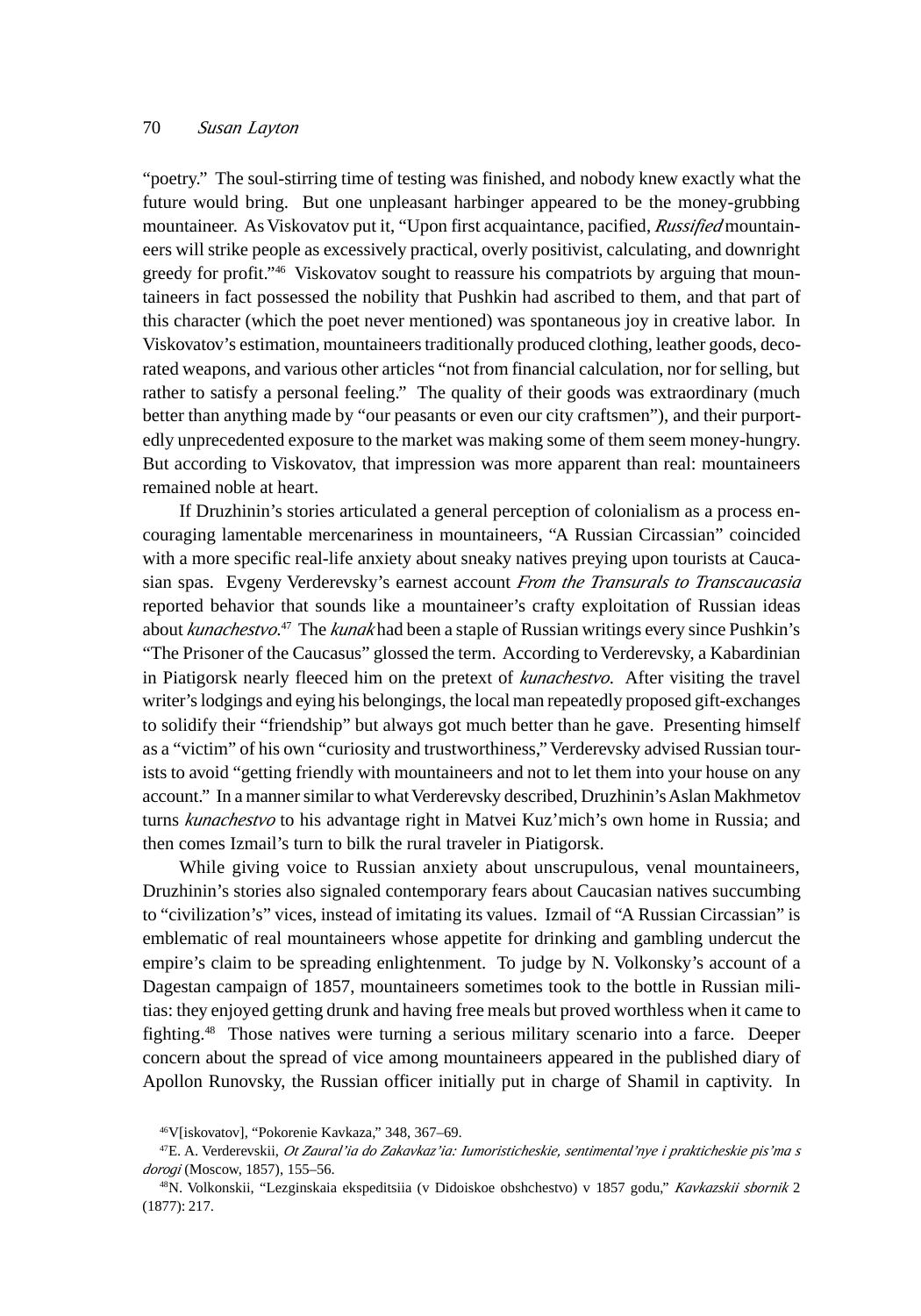"poetry." The soul-stirring time of testing was finished, and nobody knew exactly what the future would bring. But one unpleasant harbinger appeared to be the money-grubbing mountaineer. As Viskovatov put it, "Upon first acquaintance, pacified, *Russified* mountaineers will strike people as excessively practical, overly positivist, calculating, and downright greedy for profit."[46] Viskovatov sought to reassure his compatriots by arguing that mountaineers in fact possessed the nobility that Pushkin had ascribed to them, and that part of this character (which the poet never mentioned) was spontaneous joy in creative labor. In Viskovatov's estimation, mountaineers traditionally produced clothing, leather goods, decorated weapons, and various other articles "not from financial calculation, nor for selling, but rather to satisfy a personal feeling." The quality of their goods was extraordinary (much better than anything made by "our peasants or even our city craftsmen"), and their purportedly unprecedented exposure to the market was making some of them seem money-hungry. But according to Viskovatov, that impression was more apparent than real: mountaineers remained noble at heart.

If Druzhinin's stories articulated a general perception of colonialism as a process encouraging lamentable mercenariness in mountaineers, "A Russian Circassian" coincided with a more specific real-life anxiety about sneaky natives preying upon tourists at Caucasian spas. Evgeny Verderevsky's earnest account *From the Transurals to Transcaucasia* reported behavior that sounds like a mountaineer's crafty exploitation of Russian ideas about *kunachestvo*.[47] The *kunak* had been a staple of Russian writings every since Pushkin's "The Prisoner of the Caucasus" glossed the term. According to Verderevsky, a Kabardinian in Piatigorsk nearly fleeced him on the pretext of *kunachestvo*. After visiting the travel writer's lodgings and eying his belongings, the local man repeatedly proposed gift-exchanges to solidify their "friendship" but always got much better than he gave. Presenting himself as a "victim" of his own "curiosity and trustworthiness," Verderevsky advised Russian tourists to avoid "getting friendly with mountaineers and not to let them into your house on any account." In a manner similar to what Verderevsky described, Druzhinin's Aslan Makhmetov turns *kunachestvo* to his advantage right in Matvei Kuz'mich's own home in Russia; and then comes Izmail's turn to bilk the rural traveler in Piatigorsk.

While giving voice to Russian anxiety about unscrupulous, venal mountaineers, Druzhinin's stories also signaled contemporary fears about Caucasian natives succumbing to "civilization's" vices, instead of imitating its values. Izmail of "A Russian Circassian" is emblematic of real mountaineers whose appetite for drinking and gambling undercut the empire's claim to be spreading enlightenment. To judge by N. Volkonsky's account of a Dagestan campaign of 1857, mountaineers sometimes took to the bottle in Russian militias: they enjoyed getting drunk and having free meals but proved worthless when it came to fighting.[48] Those natives were turning a serious military scenario into a farce. Deeper concern about the spread of vice among mountaineers appeared in the published diary of Apollon Runovsky, the Russian officer initially put in charge of Shamil in captivity. In

[46] V[iskovatov], "Pokorenie Kavkaza," 348, 367–69.

[47] E. A. Verderevskii, *Ot Zaural'ia do Zakavkaz'ia: Iumoristicheskie, sentimental'nye i prakticheskie pis'ma s dorogi* (Moscow, 1857), 155–56.

[48] N. Volkonskii, "Lezginskaia ekspeditsiia (v Didoiskoe obshchestvo) v 1857 godu," *Kavkazskii sbornik* 2 (1877): 217.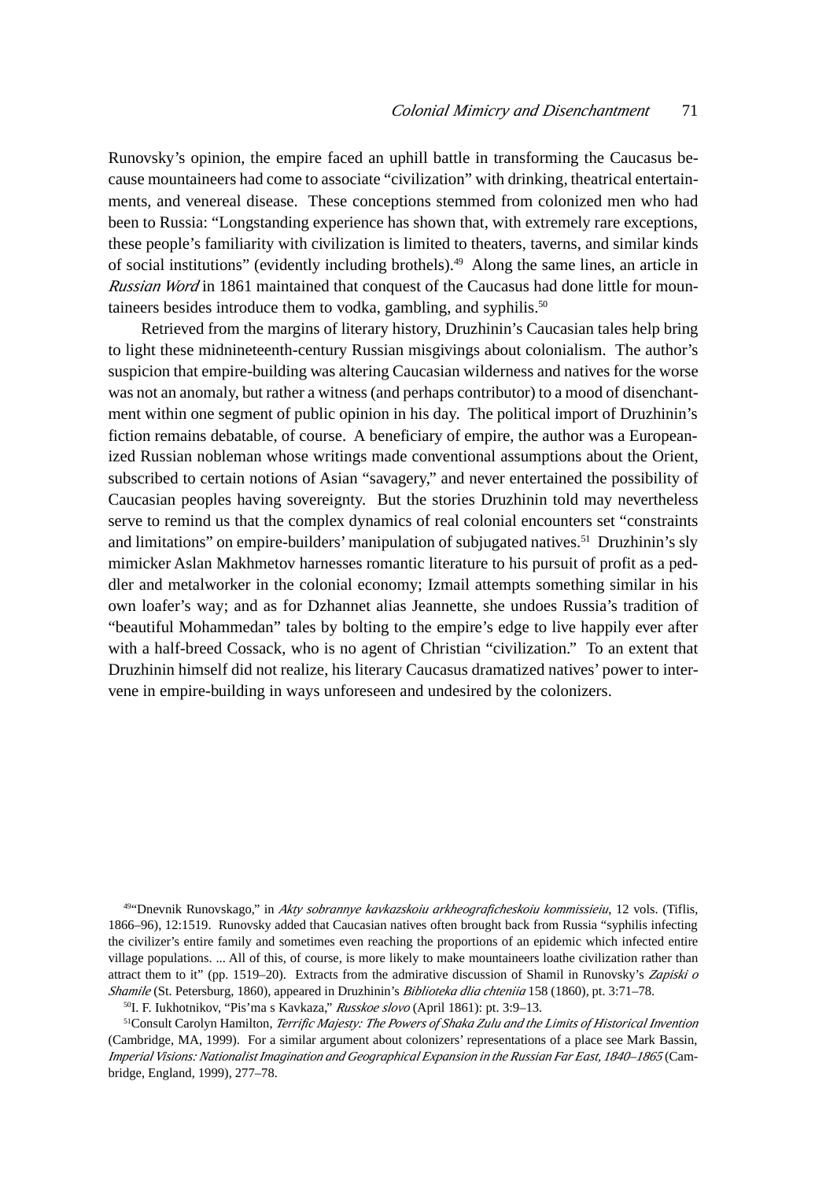Runovsky's opinion, the empire faced an uphill battle in transforming the Caucasus because mountaineers had come to associate "civilization" with drinking, theatrical entertainments, and venereal disease. These conceptions stemmed from colonized men who had been to Russia: "Longstanding experience has shown that, with extremely rare exceptions, these people's familiarity with civilization is limited to theaters, taverns, and similar kinds of social institutions" (evidently including brothels).[49] Along the same lines, an article in *Russian Word* in 1861 maintained that conquest of the Caucasus had done little for mountaineers besides introduce them to vodka, gambling, and syphilis.[50]

Retrieved from the margins of literary history, Druzhinin's Caucasian tales help bring to light these midnineteenth-century Russian misgivings about colonialism. The author's suspicion that empire-building was altering Caucasian wilderness and natives for the worse was not an anomaly, but rather a witness (and perhaps contributor) to a mood of disenchantment within one segment of public opinion in his day. The political import of Druzhinin's fiction remains debatable, of course. A beneficiary of empire, the author was a Europeanized Russian nobleman whose writings made conventional assumptions about the Orient, subscribed to certain notions of Asian "savagery," and never entertained the possibility of Caucasian peoples having sovereignty. But the stories Druzhinin told may nevertheless serve to remind us that the complex dynamics of real colonial encounters set "constraints and limitations" on empire-builders' manipulation of subjugated natives.[51] Druzhinin's sly mimicker Aslan Makhmetov harnesses romantic literature to his pursuit of profit as a peddler and metalworker in the colonial economy; Izmail attempts something similar in his own loafer's way; and as for Dzhannet alias Jeannette, she undoes Russia's tradition of "beautiful Mohammedan" tales by bolting to the empire's edge to live happily ever after with a half-breed Cossack, who is no agent of Christian "civilization." To an extent that Druzhinin himself did not realize, his literary Caucasus dramatized natives' power to intervene in empire-building in ways unforeseen and undesired by the colonizers.

[49] "Dnevnik Runovskago," in *Akty sobrannye kavkazskoiu arkheograficheskoiu kommissieiu*, 12 vols. (Tiflis, 1866–96), 12:1519. Runovsky added that Caucasian natives often brought back from Russia "syphilis infecting the civilizer's entire family and sometimes even reaching the proportions of an epidemic which infected entire village populations. ... All of this, of course, is more likely to make mountaineers loathe civilization rather than attract them to it" (pp. 1519–20). Extracts from the admirative discussion of Shamil in Runovsky's *Zapiski o Shamile* (St. Petersburg, 1860), appeared in Druzhinin's *Biblioteka dlia chteniia* 158 (1860), pt. 3:71–78.

[50] I. F. Iukhotnikov, "Pis'ma s Kavkaza," *Russkoe slovo* (April 1861): pt. 3:9–13.

[51] Consult Carolyn Hamilton, *Terrific Majesty: The Powers of Shaka Zulu and the Limits of Historical Invention* (Cambridge, MA, 1999). For a similar argument about colonizers' representations of a place see Mark Bassin, *Imperial Visions: Nationalist Imagination and Geographical Expansion in the Russian Far East, 1840–1865* (Cambridge, England, 1999), 277–78.